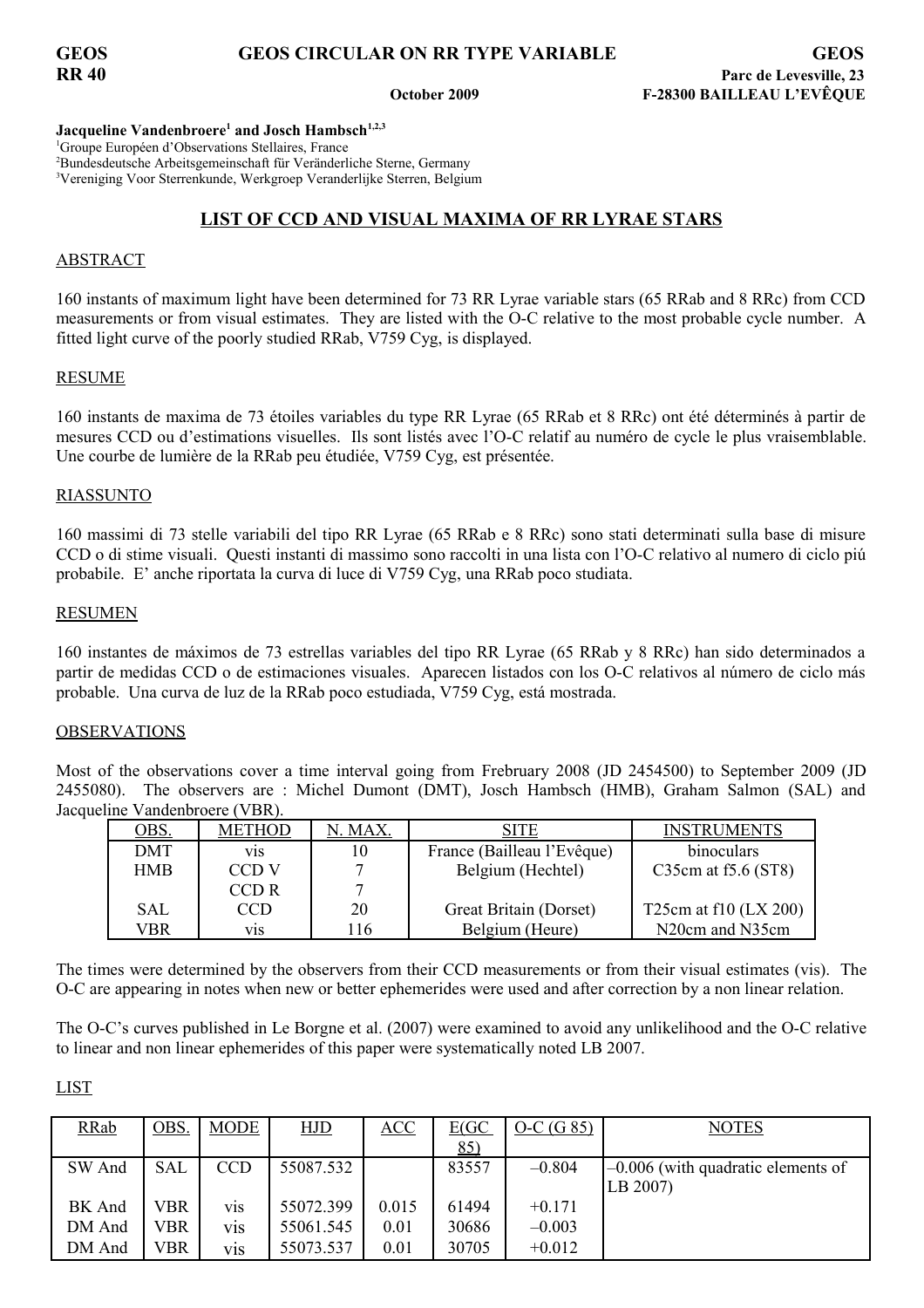GEOS RR 40 | GEOS CIRCULAR ON RR TYPE VARIABLE | GEOS
October 2009 | Parc de Levesville, 23 F-28300 BAILLEAU L'EVÊQUE

**Jacqueline Vandenbroere[1] and Josch Hambsch[1,2,3]**

[1]Groupe Européen d'Observations Stellaires, France
[2]Bundesdeutsche Arbeitsgemeinschaft für Veränderliche Sterne, Germany
[3]Vereniging Voor Sterrenkunde, Werkgroep Veranderlijke Sterren, Belgium

## LIST OF CCD AND VISUAL MAXIMA OF RR LYRAE STARS

### ABSTRACT

160 instants of maximum light have been determined for 73 RR Lyrae variable stars (65 RRab and 8 RRc) from CCD measurements or from visual estimates. They are listed with the O-C relative to the most probable cycle number. A fitted light curve of the poorly studied RRab, V759 Cyg, is displayed.

### RESUME

160 instants de maxima de 73 étoiles variables du type RR Lyrae (65 RRab et 8 RRc) ont été déterminés à partir de mesures CCD ou d'estimations visuelles. Ils sont listés avec l'O-C relatif au numéro de cycle le plus vraisemblable. Une courbe de lumière de la RRab peu étudiée, V759 Cyg, est présentée.

### RIASSUNTO

160 massimi di 73 stelle variabili del tipo RR Lyrae (65 RRab e 8 RRc) sono stati determinati sulla base di misure CCD o di stime visuali. Questi instanti di massimo sono raccolti in una lista con l'O-C relativo al numero di ciclo piú probabile. E' anche riportata la curva di luce di V759 Cyg, una RRab poco studiata.

### RESUMEN

160 instantes de máximos de 73 estrellas variables del tipo RR Lyrae (65 RRab y 8 RRc) han sido determinados a partir de medidas CCD o de estimaciones visuales. Aparecen listados con los O-C relativos al número de ciclo más probable. Una curva de luz de la RRab poco estudiada, V759 Cyg, está mostrada.

### OBSERVATIONS

Most of the observations cover a time interval going from Frebruary 2008 (JD 2454500) to September 2009 (JD 2455080). The observers are : Michel Dumont (DMT), Josch Hambsch (HMB), Graham Salmon (SAL) and Jacqueline Vandenbroere (VBR).

| OBS. | METHOD | N. MAX. | SITE | INSTRUMENTS |
|---|---|---|---|---|
| DMT | vis | 10 | France (Bailleau l'Evêque) | binoculars |
| HMB | CCD V | 7 | Belgium (Hechtel) | C35cm at f5.6 (ST8) |
| | CCD R | 7 | | |
| SAL | CCD | 20 | Great Britain (Dorset) | T25cm at f10 (LX 200) |
| VBR | vis | 116 | Belgium (Heure) | N20cm and N35cm |

The times were determined by the observers from their CCD measurements or from their visual estimates (vis). The O-C are appearing in notes when new or better ephemerides were used and after correction by a non linear relation.

The O-C's curves published in Le Borgne et al. (2007) were examined to avoid any unlikelihood and the O-C relative to linear and non linear ephemerides of this paper were systematically noted LB 2007.

### LIST

| RRab | OBS. | MODE | HJD | ACC | E(GC 85) | O-C (G 85) | NOTES |
|---|---|---|---|---|---|---|---|
| SW And | SAL | CCD | 55087.532 | | 83557 | –0.804 | –0.006 (with quadratic elements of LB 2007) |
| BK And | VBR | vis | 55072.399 | 0.015 | 61494 | +0.171 | |
| DM And | VBR | vis | 55061.545 | 0.01 | 30686 | –0.003 | |
| DM And | VBR | vis | 55073.537 | 0.01 | 30705 | +0.012 | |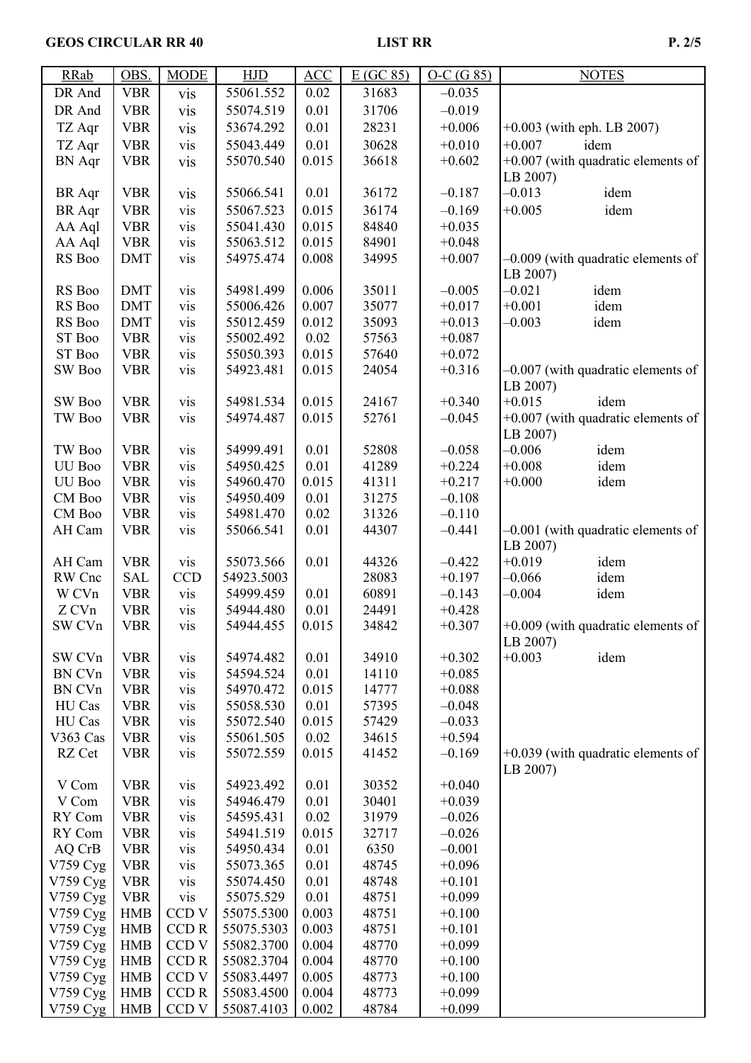| RRab | OBS. | MODE | HJD | ACC | E (GC 85) | O-C (G 85) | NOTES |
|---|---|---|---|---|---|---|---|
| DR And | VBR | vis | 55061.552 | 0.02 | 31683 | –0.035 | |
| DR And | VBR | vis | 55074.519 | 0.01 | 31706 | –0.019 | |
| TZ Aqr | VBR | vis | 53674.292 | 0.01 | 28231 | +0.006 | +0.003 (with eph. LB 2007) |
| TZ Aqr | VBR | vis | 55043.449 | 0.01 | 30628 | +0.010 | +0.007 idem |
| BN Aqr | VBR | vis | 55070.540 | 0.015 | 36618 | +0.602 | +0.007 (with quadratic elements of LB 2007) |
| BR Aqr | VBR | vis | 55066.541 | 0.01 | 36172 | –0.187 | –0.013 idem |
| BR Aqr | VBR | vis | 55067.523 | 0.015 | 36174 | –0.169 | +0.005 idem |
| AA Aql | VBR | vis | 55041.430 | 0.015 | 84840 | +0.035 | |
| AA Aql | VBR | vis | 55063.512 | 0.015 | 84901 | +0.048 | |
| RS Boo | DMT | vis | 54975.474 | 0.008 | 34995 | +0.007 | –0.009 (with quadratic elements of LB 2007) |
| RS Boo | DMT | vis | 54981.499 | 0.006 | 35011 | –0.005 | –0.021 idem |
| RS Boo | DMT | vis | 55006.426 | 0.007 | 35077 | +0.017 | +0.001 idem |
| RS Boo | DMT | vis | 55012.459 | 0.012 | 35093 | +0.013 | –0.003 idem |
| ST Boo | VBR | vis | 55002.492 | 0.02 | 57563 | +0.087 | |
| ST Boo | VBR | vis | 55050.393 | 0.015 | 57640 | +0.072 | |
| SW Boo | VBR | vis | 54923.481 | 0.015 | 24054 | +0.316 | –0.007 (with quadratic elements of LB 2007) |
| SW Boo | VBR | vis | 54981.534 | 0.015 | 24167 | +0.340 | +0.015 idem |
| TW Boo | VBR | vis | 54974.487 | 0.015 | 52761 | –0.045 | +0.007 (with quadratic elements of LB 2007) |
| TW Boo | VBR | vis | 54999.491 | 0.01 | 52808 | –0.058 | –0.006 idem |
| UU Boo | VBR | vis | 54950.425 | 0.01 | 41289 | +0.224 | +0.008 idem |
| UU Boo | VBR | vis | 54960.470 | 0.015 | 41311 | +0.217 | +0.000 idem |
| CM Boo | VBR | vis | 54950.409 | 0.01 | 31275 | –0.108 | |
| CM Boo | VBR | vis | 54981.470 | 0.02 | 31326 | –0.110 | |
| AH Cam | VBR | vis | 55066.541 | 0.01 | 44307 | –0.441 | –0.001 (with quadratic elements of LB 2007) |
| AH Cam | VBR | vis | 55073.566 | 0.01 | 44326 | –0.422 | +0.019 idem |
| RW Cnc | SAL | CCD | 54923.5003 | | 28083 | +0.197 | –0.066 idem |
| W CVn | VBR | vis | 54999.459 | 0.01 | 60891 | –0.143 | –0.004 idem |
| Z CVn | VBR | vis | 54944.480 | 0.01 | 24491 | +0.428 | |
| SW CVn | VBR | vis | 54944.455 | 0.015 | 34842 | +0.307 | +0.009 (with quadratic elements of LB 2007) |
| SW CVn | VBR | vis | 54974.482 | 0.01 | 34910 | +0.302 | +0.003 idem |
| BN CVn | VBR | vis | 54594.524 | 0.01 | 14110 | +0.085 | |
| BN CVn | VBR | vis | 54970.472 | 0.015 | 14777 | +0.088 | |
| HU Cas | VBR | vis | 55058.530 | 0.01 | 57395 | –0.048 | |
| HU Cas | VBR | vis | 55072.540 | 0.015 | 57429 | –0.033 | |
| V363 Cas | VBR | vis | 55061.505 | 0.02 | 34615 | +0.594 | |
| RZ Cet | VBR | vis | 55072.559 | 0.015 | 41452 | –0.169 | +0.039 (with quadratic elements of LB 2007) |
| V Com | VBR | vis | 54923.492 | 0.01 | 30352 | +0.040 | |
| V Com | VBR | vis | 54946.479 | 0.01 | 30401 | +0.039 | |
| RY Com | VBR | vis | 54595.431 | 0.02 | 31979 | –0.026 | |
| RY Com | VBR | vis | 54941.519 | 0.015 | 32717 | –0.026 | |
| AQ CrB | VBR | vis | 54950.434 | 0.01 | 6350 | –0.001 | |
| V759 Cyg | VBR | vis | 55073.365 | 0.01 | 48745 | +0.096 | |
| V759 Cyg | VBR | vis | 55074.450 | 0.01 | 48748 | +0.101 | |
| V759 Cyg | VBR | vis | 55075.529 | 0.01 | 48751 | +0.099 | |
| V759 Cyg | HMB | CCD V | 55075.5300 | 0.003 | 48751 | +0.100 | |
| V759 Cyg | HMB | CCD R | 55075.5303 | 0.003 | 48751 | +0.101 | |
| V759 Cyg | HMB | CCD V | 55082.3700 | 0.004 | 48770 | +0.099 | |
| V759 Cyg | HMB | CCD R | 55082.3704 | 0.004 | 48770 | +0.100 | |
| V759 Cyg | HMB | CCD V | 55083.4497 | 0.005 | 48773 | +0.100 | |
| V759 Cyg | HMB | CCD R | 55083.4500 | 0.004 | 48773 | +0.099 | |
| V759 Cyg | HMB | CCD V | 55087.4103 | 0.002 | 48784 | +0.099 | |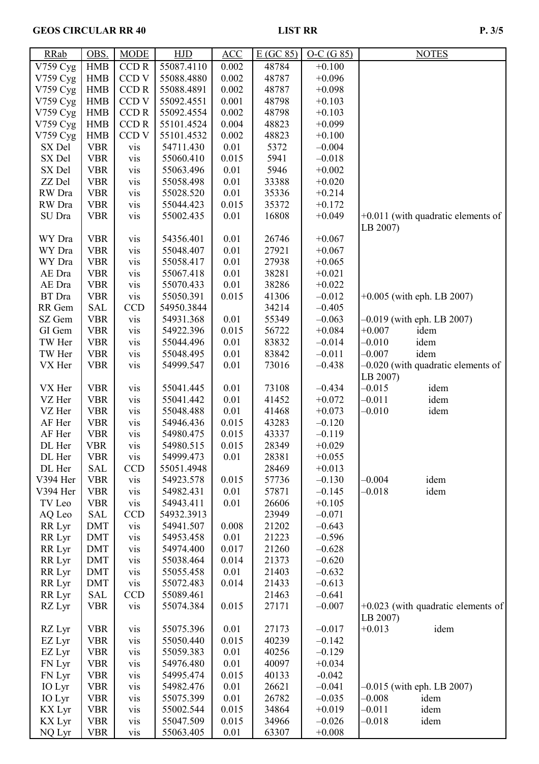| RRab | OBS. | MODE | HJD | ACC | E (GC 85) | O-C (G 85) | NOTES |
|---|---|---|---|---|---|---|---|
| V759 Cyg | HMB | CCD R | 55087.4110 | 0.002 | 48784 | +0.100 | |
| V759 Cyg | HMB | CCD V | 55088.4880 | 0.002 | 48787 | +0.096 | |
| V759 Cyg | HMB | CCD R | 55088.4891 | 0.002 | 48787 | +0.098 | |
| V759 Cyg | HMB | CCD V | 55092.4551 | 0.001 | 48798 | +0.103 | |
| V759 Cyg | HMB | CCD R | 55092.4554 | 0.002 | 48798 | +0.103 | |
| V759 Cyg | HMB | CCD R | 55101.4524 | 0.004 | 48823 | +0.099 | |
| V759 Cyg | HMB | CCD V | 55101.4532 | 0.002 | 48823 | +0.100 | |
| SX Del | VBR | vis | 54711.430 | 0.01 | 5372 | –0.004 | |
| SX Del | VBR | vis | 55060.410 | 0.015 | 5941 | –0.018 | |
| SX Del | VBR | vis | 55063.496 | 0.01 | 5946 | +0.002 | |
| ZZ Del | VBR | vis | 55058.498 | 0.01 | 33388 | +0.020 | |
| RW Dra | VBR | vis | 55028.520 | 0.01 | 35336 | +0.214 | |
| RW Dra | VBR | vis | 55044.423 | 0.015 | 35372 | +0.172 | |
| SU Dra | VBR | vis | 55002.435 | 0.01 | 16808 | +0.049 | +0.011 (with quadratic elements of LB 2007) |
| WY Dra | VBR | vis | 54356.401 | 0.01 | 26746 | +0.067 | |
| WY Dra | VBR | vis | 55048.407 | 0.01 | 27921 | +0.067 | |
| WY Dra | VBR | vis | 55058.417 | 0.01 | 27938 | +0.065 | |
| AE Dra | VBR | vis | 55067.418 | 0.01 | 38281 | +0.021 | |
| AE Dra | VBR | vis | 55070.433 | 0.01 | 38286 | +0.022 | |
| BT Dra | VBR | vis | 55050.391 | 0.015 | 41306 | –0.012 | +0.005 (with eph. LB 2007) |
| RR Gem | SAL | CCD | 54950.3844 | | 34214 | –0.405 | |
| SZ Gem | VBR | vis | 54931.368 | 0.01 | 55349 | –0.063 | –0.019 (with eph. LB 2007) |
| GI Gem | VBR | vis | 54922.396 | 0.015 | 56722 | +0.084 | +0.007 idem |
| TW Her | VBR | vis | 55044.496 | 0.01 | 83832 | –0.014 | –0.010 idem |
| TW Her | VBR | vis | 55048.495 | 0.01 | 83842 | –0.011 | –0.007 idem |
| VX Her | VBR | vis | 54999.547 | 0.01 | 73016 | –0.438 | –0.020 (with quadratic elements of LB 2007) |
| VX Her | VBR | vis | 55041.445 | 0.01 | 73108 | –0.434 | –0.015 idem |
| VZ Her | VBR | vis | 55041.442 | 0.01 | 41452 | +0.072 | –0.011 idem |
| VZ Her | VBR | vis | 55048.488 | 0.01 | 41468 | +0.073 | –0.010 idem |
| AF Her | VBR | vis | 54946.436 | 0.015 | 43283 | –0.120 | |
| AF Her | VBR | vis | 54980.475 | 0.015 | 43337 | –0.119 | |
| DL Her | VBR | vis | 54980.515 | 0.015 | 28349 | +0.029 | |
| DL Her | VBR | vis | 54999.473 | 0.01 | 28381 | +0.055 | |
| DL Her | SAL | CCD | 55051.4948 | | 28469 | +0.013 | |
| V394 Her | VBR | vis | 54923.578 | 0.015 | 57736 | –0.130 | –0.004 idem |
| V394 Her | VBR | vis | 54982.431 | 0.01 | 57871 | –0.145 | –0.018 idem |
| TV Leo | VBR | vis | 54943.411 | 0.01 | 26606 | +0.105 | |
| AQ Leo | SAL | CCD | 54932.3913 | | 23949 | –0.071 | |
| RR Lyr | DMT | vis | 54941.507 | 0.008 | 21202 | –0.643 | |
| RR Lyr | DMT | vis | 54953.458 | 0.01 | 21223 | –0.596 | |
| RR Lyr | DMT | vis | 54974.400 | 0.017 | 21260 | –0.628 | |
| RR Lyr | DMT | vis | 55038.464 | 0.014 | 21373 | –0.620 | |
| RR Lyr | DMT | vis | 55055.458 | 0.01 | 21403 | –0.632 | |
| RR Lyr | DMT | vis | 55072.483 | 0.014 | 21433 | –0.613 | |
| RR Lyr | SAL | CCD | 55089.461 | | 21463 | –0.641 | |
| RZ Lyr | VBR | vis | 55074.384 | 0.015 | 27171 | –0.007 | +0.023 (with quadratic elements of LB 2007) |
| RZ Lyr | VBR | vis | 55075.396 | 0.01 | 27173 | –0.017 | +0.013 idem |
| EZ Lyr | VBR | vis | 55050.440 | 0.015 | 40239 | –0.142 | |
| EZ Lyr | VBR | vis | 55059.383 | 0.01 | 40256 | –0.129 | |
| FN Lyr | VBR | vis | 54976.480 | 0.01 | 40097 | +0.034 | |
| FN Lyr | VBR | vis | 54995.474 | 0.015 | 40133 | -0.042 | |
| IO Lyr | VBR | vis | 54982.476 | 0.01 | 26621 | –0.041 | –0.015 (with eph. LB 2007) |
| IO Lyr | VBR | vis | 55075.399 | 0.01 | 26782 | –0.035 | –0.008 idem |
| KX Lyr | VBR | vis | 55002.544 | 0.015 | 34864 | +0.019 | –0.011 idem |
| KX Lyr | VBR | vis | 55047.509 | 0.015 | 34966 | –0.026 | –0.018 idem |
| NQ Lyr | VBR | vis | 55063.405 | 0.01 | 63307 | +0.008 | |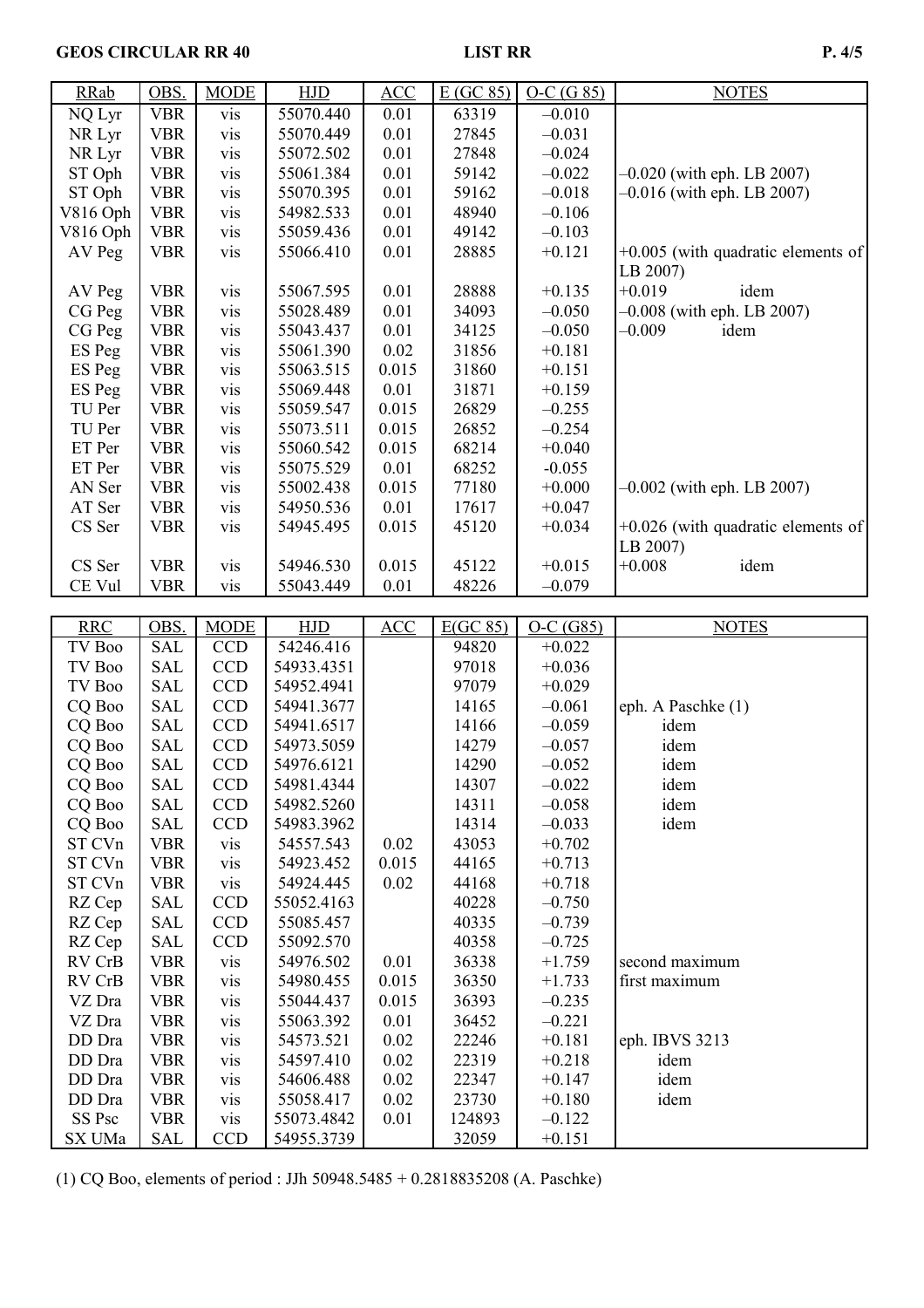| RRab | OBS. | MODE | HJD | ACC | E (GC 85) | O-C (G 85) | NOTES |
|---|---|---|---|---|---|---|---|
| NQ Lyr | VBR | vis | 55070.440 | 0.01 | 63319 | –0.010 | |
| NR Lyr | VBR | vis | 55070.449 | 0.01 | 27845 | –0.031 | |
| NR Lyr | VBR | vis | 55072.502 | 0.01 | 27848 | –0.024 | |
| ST Oph | VBR | vis | 55061.384 | 0.01 | 59142 | –0.022 | –0.020 (with eph. LB 2007) |
| ST Oph | VBR | vis | 55070.395 | 0.01 | 59162 | –0.018 | –0.016 (with eph. LB 2007) |
| V816 Oph | VBR | vis | 54982.533 | 0.01 | 48940 | –0.106 | |
| V816 Oph | VBR | vis | 55059.436 | 0.01 | 49142 | –0.103 | |
| AV Peg | VBR | vis | 55066.410 | 0.01 | 28885 | +0.121 | +0.005 (with quadratic elements of LB 2007) |
| AV Peg | VBR | vis | 55067.595 | 0.01 | 28888 | +0.135 | +0.019 idem |
| CG Peg | VBR | vis | 55028.489 | 0.01 | 34093 | –0.050 | –0.008 (with eph. LB 2007) |
| CG Peg | VBR | vis | 55043.437 | 0.01 | 34125 | –0.050 | –0.009 idem |
| ES Peg | VBR | vis | 55061.390 | 0.02 | 31856 | +0.181 | |
| ES Peg | VBR | vis | 55063.515 | 0.015 | 31860 | +0.151 | |
| ES Peg | VBR | vis | 55069.448 | 0.01 | 31871 | +0.159 | |
| TU Per | VBR | vis | 55059.547 | 0.015 | 26829 | –0.255 | |
| TU Per | VBR | vis | 55073.511 | 0.015 | 26852 | –0.254 | |
| ET Per | VBR | vis | 55060.542 | 0.015 | 68214 | +0.040 | |
| ET Per | VBR | vis | 55075.529 | 0.01 | 68252 | -0.055 | |
| AN Ser | VBR | vis | 55002.438 | 0.015 | 77180 | +0.000 | –0.002 (with eph. LB 2007) |
| AT Ser | VBR | vis | 54950.536 | 0.01 | 17617 | +0.047 | |
| CS Ser | VBR | vis | 54945.495 | 0.015 | 45120 | +0.034 | +0.026 (with quadratic elements of LB 2007) |
| CS Ser | VBR | vis | 54946.530 | 0.015 | 45122 | +0.015 | +0.008 idem |
| CE Vul | VBR | vis | 55043.449 | 0.01 | 48226 | –0.079 | |

| RRC | OBS. | MODE | HJD | ACC | E(GC 85) | O-C (G85) | NOTES |
|---|---|---|---|---|---|---|---|
| TV Boo | SAL | CCD | 54246.416 | | 94820 | +0.022 | |
| TV Boo | SAL | CCD | 54933.4351 | | 97018 | +0.036 | |
| TV Boo | SAL | CCD | 54952.4941 | | 97079 | +0.029 | |
| CQ Boo | SAL | CCD | 54941.3677 | | 14165 | –0.061 | eph. A Paschke (1) |
| CQ Boo | SAL | CCD | 54941.6517 | | 14166 | –0.059 | idem |
| CQ Boo | SAL | CCD | 54973.5059 | | 14279 | –0.057 | idem |
| CQ Boo | SAL | CCD | 54976.6121 | | 14290 | –0.052 | idem |
| CQ Boo | SAL | CCD | 54981.4344 | | 14307 | –0.022 | idem |
| CQ Boo | SAL | CCD | 54982.5260 | | 14311 | –0.058 | idem |
| CQ Boo | SAL | CCD | 54983.3962 | | 14314 | –0.033 | idem |
| ST CVn | VBR | vis | 54557.543 | 0.02 | 43053 | +0.702 | |
| ST CVn | VBR | vis | 54923.452 | 0.015 | 44165 | +0.713 | |
| ST CVn | VBR | vis | 54924.445 | 0.02 | 44168 | +0.718 | |
| RZ Cep | SAL | CCD | 55052.4163 | | 40228 | –0.750 | |
| RZ Cep | SAL | CCD | 55085.457 | | 40335 | –0.739 | |
| RZ Cep | SAL | CCD | 55092.570 | | 40358 | –0.725 | |
| RV CrB | VBR | vis | 54976.502 | 0.01 | 36338 | +1.759 | second maximum |
| RV CrB | VBR | vis | 54980.455 | 0.015 | 36350 | +1.733 | first maximum |
| VZ Dra | VBR | vis | 55044.437 | 0.015 | 36393 | –0.235 | |
| VZ Dra | VBR | vis | 55063.392 | 0.01 | 36452 | –0.221 | |
| DD Dra | VBR | vis | 54573.521 | 0.02 | 22246 | +0.181 | eph. IBVS 3213 |
| DD Dra | VBR | vis | 54597.410 | 0.02 | 22319 | +0.218 | idem |
| DD Dra | VBR | vis | 54606.488 | 0.02 | 22347 | +0.147 | idem |
| DD Dra | VBR | vis | 55058.417 | 0.02 | 23730 | +0.180 | idem |
| SS Psc | VBR | vis | 55073.4842 | 0.01 | 124893 | –0.122 | |
| SX UMa | SAL | CCD | 54955.3739 | | 32059 | +0.151 | |

(1) CQ Boo, elements of period : JJh 50948.5485 + 0.2818835208 (A. Paschke)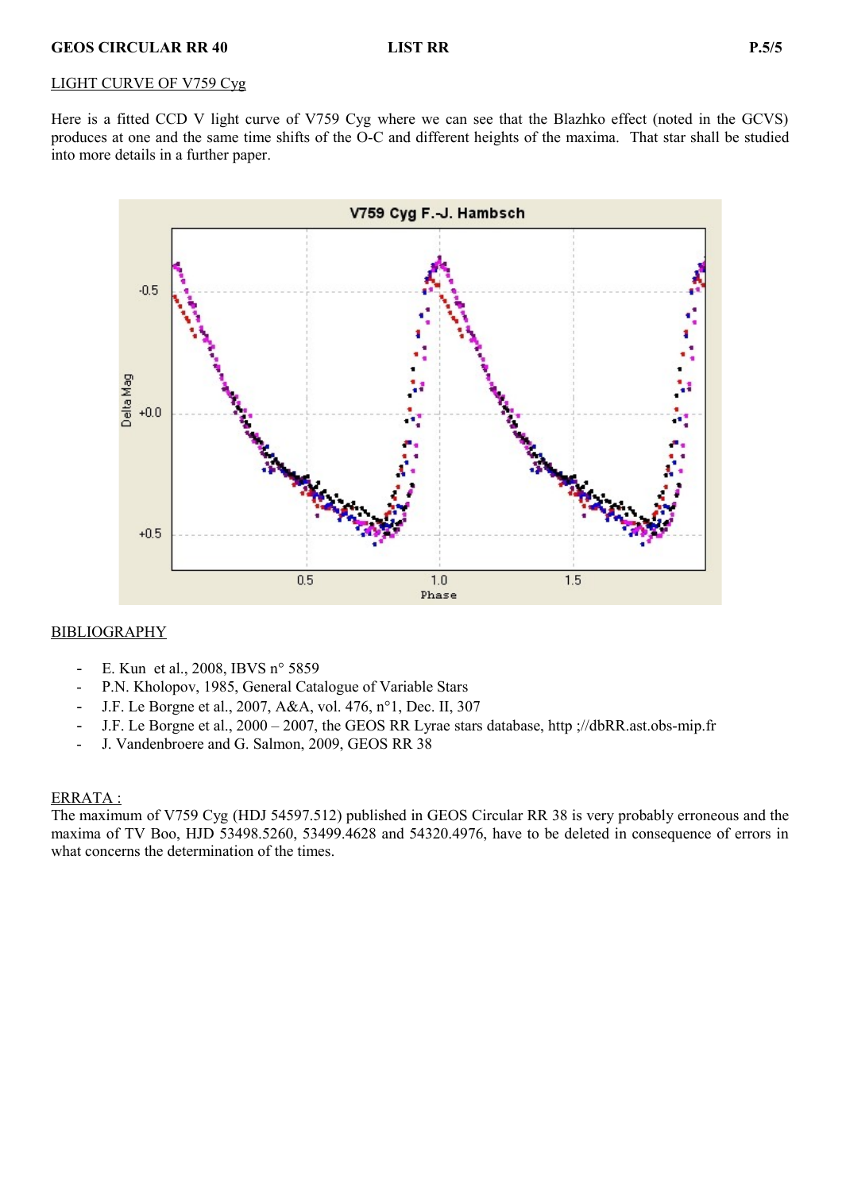## LIGHT CURVE OF V759 Cyg

Here is a fitted CCD V light curve of V759 Cyg where we can see that the Blazhko effect (noted in the GCVS) produces at one and the same time shifts of the O-C and different heights of the maxima. That star shall be studied into more details in a further paper.

V759 Cyg F.-J. Hambsch

Delta Mag

-0.5

+0.0

+0.5

0.5

1.0

1.5

Phase

## BIBLIOGRAPHY

- E. Kun et al., 2008, IBVS n° 5859
- P.N. Kholopov, 1985, General Catalogue of Variable Stars
- J.F. Le Borgne et al., 2007, A&A, vol. 476, n°1, Dec. II, 307
- J.F. Le Borgne et al., 2000 – 2007, the GEOS RR Lyrae stars database, http ;//dbRR.ast.obs-mip.fr
- J. Vandenbroere and G. Salmon, 2009, GEOS RR 38

## ERRATA :

The maximum of V759 Cyg (HDJ 54597.512) published in GEOS Circular RR 38 is very probably erroneous and the maxima of TV Boo, HJD 53498.5260, 53499.4628 and 54320.4976, have to be deleted in consequence of errors in what concerns the determination of the times.